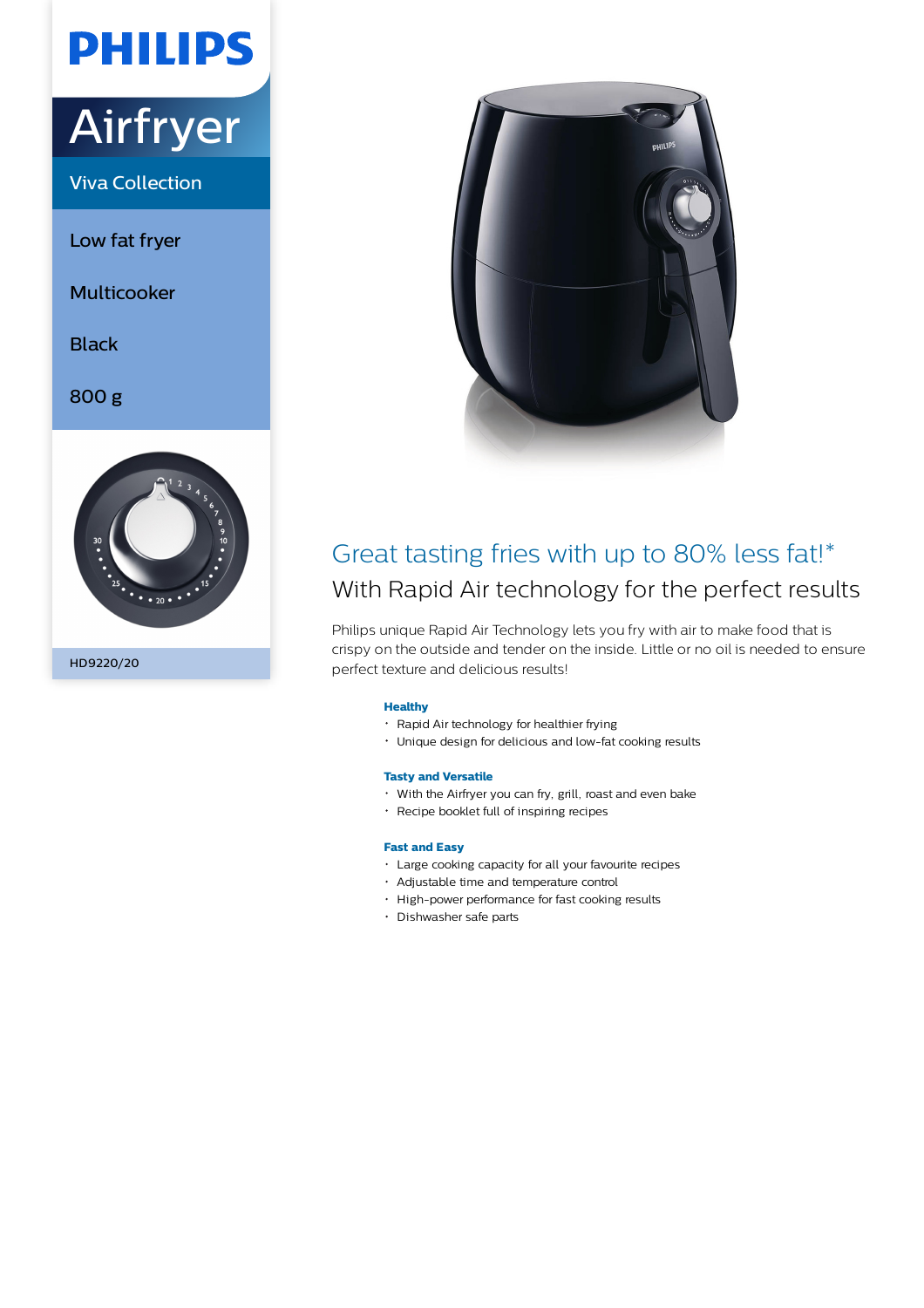PHILIPS

# Airfryer

Viva Collection

Low fat fryer

Multicooker

Black

800 g

HD9220/20

## Great tasting fries with up to 80% less fat!*

### With Rapid Air technology for the perfect results

Philips unique Rapid Air Technology lets you fry with air to make food that is crispy on the outside and tender on the inside. Little or no oil is needed to ensure perfect texture and delicious results!

**Healthy**

- Rapid Air technology for healthier frying
- Unique design for delicious and low-fat cooking results

**Tasty and Versatile**

- With the Airfryer you can fry, grill, roast and even bake
- Recipe booklet full of inspiring recipes

**Fast and Easy**

- Large cooking capacity for all your favourite recipes
- Adjustable time and temperature control
- High-power performance for fast cooking results
- Dishwasher safe parts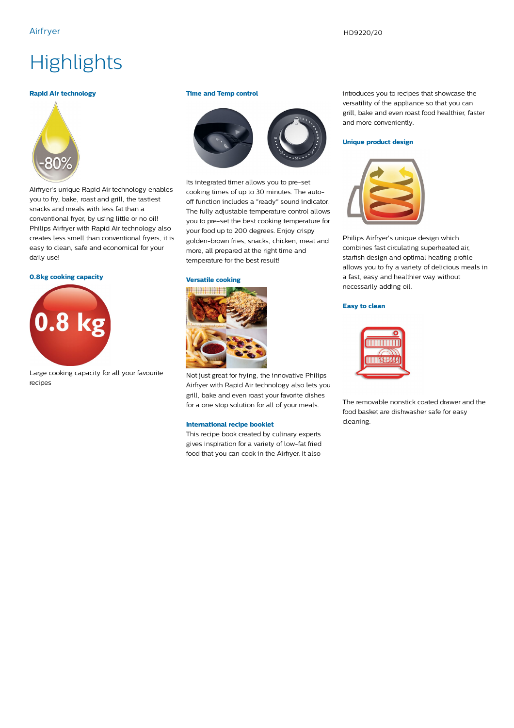# Highlights

### Rapid Air technology

Airfryer's unique Rapid Air technology enables you to fry, bake, roast and grill, the tastiest snacks and meals with less fat than a conventional fryer, by using little or no oil! Philips Airfryer with Rapid Air technology also creates less smell than conventional fryers, it is easy to clean, safe and economical for your daily use!

### 0.8kg cooking capacity

Large cooking capacity for all your favourite recipes

### Time and Temp control

Its integrated timer allows you to pre-set cooking times of up to 30 minutes. The auto-off function includes a "ready" sound indicator. The fully adjustable temperature control allows you to pre-set the best cooking temperature for your food up to 200 degrees. Enjoy crispy golden-brown fries, snacks, chicken, meat and more, all prepared at the right time and temperature for the best result!

### Versatile cooking

Not just great for frying, the innovative Philips Airfryer with Rapid Air technology also lets you grill, bake and even roast your favorite dishes for a one stop solution for all of your meals.

### International recipe booklet

This recipe book created by culinary experts gives inspiration for a variety of low-fat fried food that you can cook in the Airfryer. It also introduces you to recipes that showcase the versatility of the appliance so that you can grill, bake and even roast food healthier, faster and more conveniently.

### Unique product design

Philips Airfryer's unique design which combines fast circulating superheated air, starfish design and optimal heating profile allows you to fry a variety of delicious meals in a fast, easy and healthier way without necessarily adding oil.

### Easy to clean

The removable nonstick coated drawer and the food basket are dishwasher safe for easy cleaning.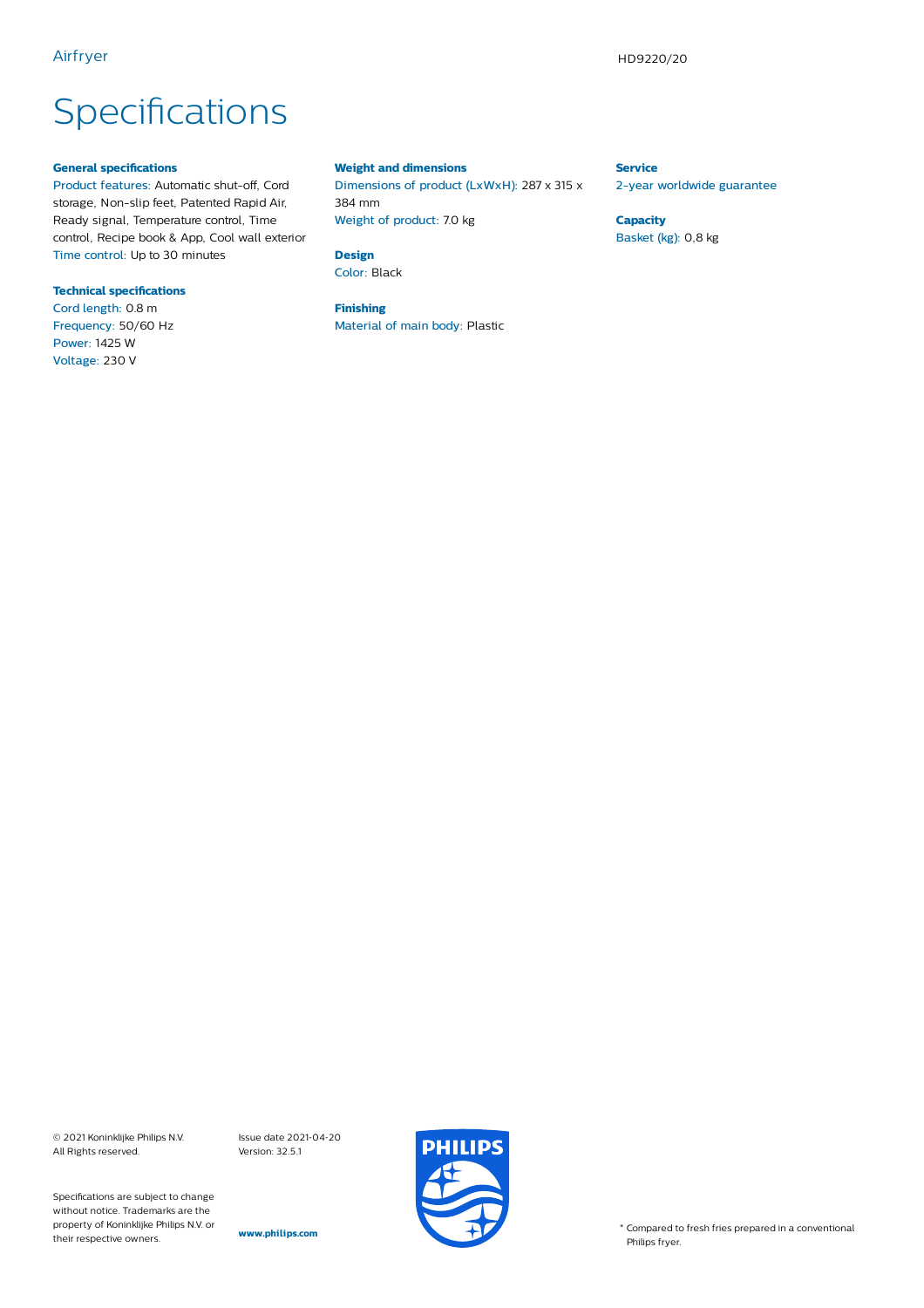# Specifications

### General specifications

Product features: Automatic shut-off, Cord storage, Non-slip feet, Patented Rapid Air, Ready signal, Temperature control, Time control, Recipe book & App, Cool wall exterior
Time control: Up to 30 minutes

### Technical specifications

Cord length: 0.8 m
Frequency: 50/60 Hz
Power: 1425 W
Voltage: 230 V

### Weight and dimensions

Dimensions of product (LxWxH): 287 x 315 x 384 mm
Weight of product: 7.0 kg

### Design

Color: Black

### Finishing

Material of main body: Plastic

### Service

2-year worldwide guarantee

### Capacity

Basket (kg): 0,8 kg

© 2021 Koninklijke Philips N.V.
All Rights reserved.

Issue date 2021-04-20
Version: 32.5.1

Specifications are subject to change without notice. Trademarks are the property of Koninklijke Philips N.V. or their respective owners.

www.philips.com

* Compared to fresh fries prepared in a conventional Philips fryer.